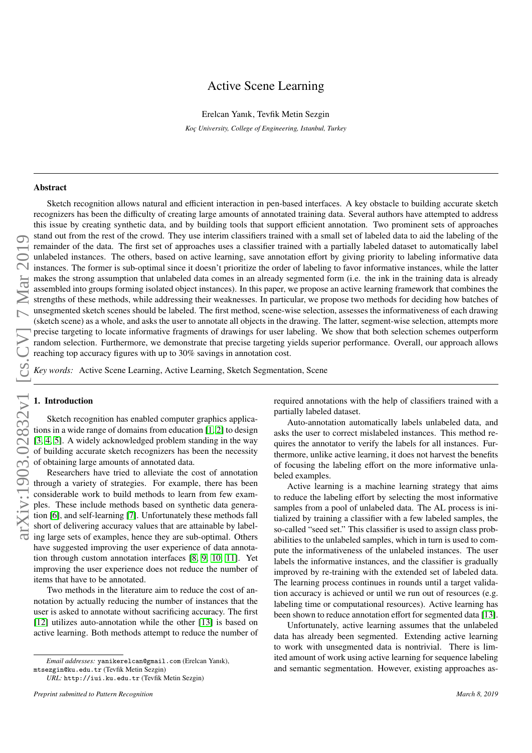# Active Scene Learning

Erelcan Yanık, Tevfik Metin Sezgin

*Koç University, College of Engineering, Istanbul, Turkey*

## Abstract

Sketch recognition allows natural and efficient interaction in pen-based interfaces. A key obstacle to building accurate sketch recognizers has been the difficulty of creating large amounts of annotated training data. Several authors have attempted to address this issue by creating synthetic data, and by building tools that support efficient annotation. Two prominent sets of approaches stand out from the rest of the crowd. They use interim classifiers trained with a small set of labeled data to aid the labeling of the remainder of the data. The first set of approaches uses a classifier trained with a partially labeled dataset to automatically label unlabeled instances. The others, based on active learning, save annotation effort by giving priority to labeling informative data instances. The former is sub-optimal since it doesn't prioritize the order of labeling to favor informative instances, while the latter makes the strong assumption that unlabeled data comes in an already segmented form (i.e. the ink in the training data is already assembled into groups forming isolated object instances). In this paper, we propose an active learning framework that combines the strengths of these methods, while addressing their weaknesses. In particular, we propose two methods for deciding how batches of unsegmented sketch scenes should be labeled. The first method, scene-wise selection, assesses the informativeness of each drawing (sketch scene) as a whole, and asks the user to annotate all objects in the drawing. The latter, segment-wise selection, attempts more precise targeting to locate informative fragments of drawings for user labeling. We show that both selection schemes outperform random selection. Furthermore, we demonstrate that precise targeting yields superior performance. Overall, our approach allows reaching top accuracy figures with up to 30% savings in annotation cost.

*Key words:* Active Scene Learning, Active Learning, Sketch Segmentation, Scene

## 1. Introduction

Sketch recognition has enabled computer graphics applications in a wide range of domains from education [1, 2] to design [3, 4, 5]. A widely acknowledged problem standing in the way of building accurate sketch recognizers has been the necessity of obtaining large amounts of annotated data.

Researchers have tried to alleviate the cost of annotation through a variety of strategies. For example, there has been considerable work to build methods to learn from few examples. These include methods based on synthetic data generation [6], and self-learning [7]. Unfortunately these methods fall short of delivering accuracy values that are attainable by labeling large sets of examples, hence they are sub-optimal. Others have suggested improving the user experience of data annotation through custom annotation interfaces [8, 9, 10, 11]. Yet improving the user experience does not reduce the number of items that have to be annotated.

Two methods in the literature aim to reduce the cost of annotation by actually reducing the number of instances that the user is asked to annotate without sacrificing accuracy. The first [12] utilizes auto-annotation while the other [13] is based on active learning. Both methods attempt to reduce the number of required annotations with the help of classifiers trained with a partially labeled dataset.

Auto-annotation automatically labels unlabeled data, and asks the user to correct mislabeled instances. This method requires the annotator to verify the labels for all instances. Furthermore, unlike active learning, it does not harvest the benefits of focusing the labeling effort on the more informative unlabeled examples.

Active learning is a machine learning strategy that aims to reduce the labeling effort by selecting the most informative samples from a pool of unlabeled data. The AL process is initialized by training a classifier with a few labeled samples, the so-called "seed set." This classifier is used to assign class probabilities to the unlabeled samples, which in turn is used to compute the informativeness of the unlabeled instances. The user labels the informative instances, and the classifier is gradually improved by re-training with the extended set of labeled data. The learning process continues in rounds until a target validation accuracy is achieved or until we run out of resources (e.g. labeling time or computational resources). Active learning has been shown to reduce annotation effort for segmented data [13].

Unfortunately, active learning assumes that the unlabeled data has already been segmented. Extending active learning to work with unsegmented data is nontrivial. There is limited amount of work using active learning for sequence labeling and semantic segmentation. However, existing approaches as-

*Email addresses:* yanikerelcan@gmail.com (Erelcan Yanık), mtsezgin@ku.edu.tr (Tevfik Metin Sezgin)

*URL:* http://iui.ku.edu.tr (Tevfik Metin Sezgin)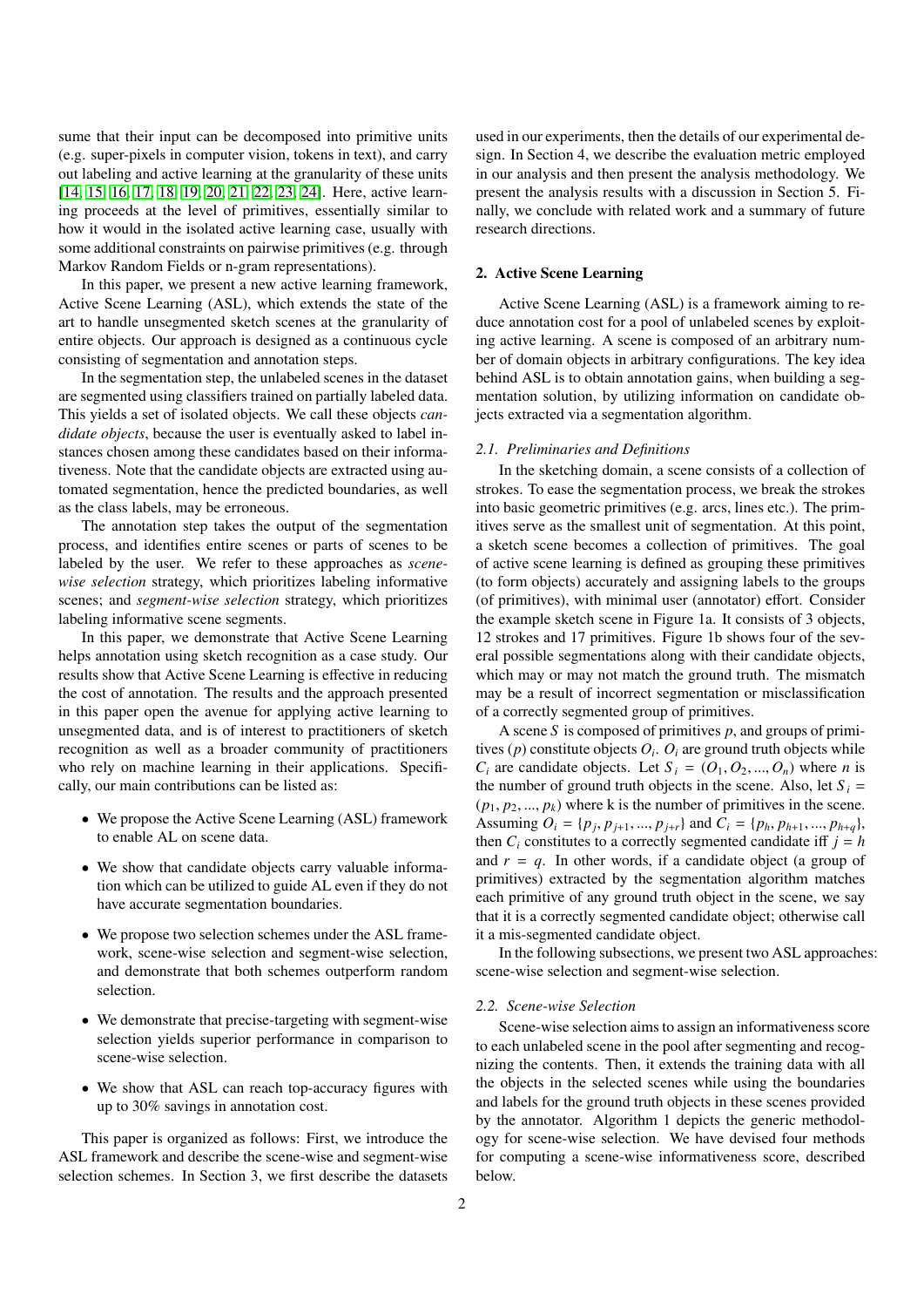sume that their input can be decomposed into primitive units (e.g. super-pixels in computer vision, tokens in text), and carry out labeling and active learning at the granularity of these units [14, 15, 16, 17, 18, 19, 20, 21, 22, 23, 24]. Here, active learning proceeds at the level of primitives, essentially similar to how it would in the isolated active learning case, usually with some additional constraints on pairwise primitives (e.g. through Markov Random Fields or n-gram representations).

In this paper, we present a new active learning framework, Active Scene Learning (ASL), which extends the state of the art to handle unsegmented sketch scenes at the granularity of entire objects. Our approach is designed as a continuous cycle consisting of segmentation and annotation steps.

In the segmentation step, the unlabeled scenes in the dataset are segmented using classifiers trained on partially labeled data. This yields a set of isolated objects. We call these objects *candidate objects*, because the user is eventually asked to label instances chosen among these candidates based on their informativeness. Note that the candidate objects are extracted using automated segmentation, hence the predicted boundaries, as well as the class labels, may be erroneous.

The annotation step takes the output of the segmentation process, and identifies entire scenes or parts of scenes to be labeled by the user. We refer to these approaches as *scene-wise selection* strategy, which prioritizes labeling informative scenes; and *segment-wise selection* strategy, which prioritizes labeling informative scene segments.

In this paper, we demonstrate that Active Scene Learning helps annotation using sketch recognition as a case study. Our results show that Active Scene Learning is effective in reducing the cost of annotation. The results and the approach presented in this paper open the avenue for applying active learning to unsegmented data, and is of interest to practitioners of sketch recognition as well as a broader community of practitioners who rely on machine learning in their applications. Specifically, our main contributions can be listed as:

- We propose the Active Scene Learning (ASL) framework to enable AL on scene data.
- We show that candidate objects carry valuable information which can be utilized to guide AL even if they do not have accurate segmentation boundaries.
- We propose two selection schemes under the ASL framework, scene-wise selection and segment-wise selection, and demonstrate that both schemes outperform random selection.
- We demonstrate that precise-targeting with segment-wise selection yields superior performance in comparison to scene-wise selection.
- We show that ASL can reach top-accuracy figures with up to 30% savings in annotation cost.

This paper is organized as follows: First, we introduce the ASL framework and describe the scene-wise and segment-wise selection schemes. In Section 3, we first describe the datasets used in our experiments, then the details of our experimental design. In Section 4, we describe the evaluation metric employed in our analysis and then present the analysis methodology. We present the analysis results with a discussion in Section 5. Finally, we conclude with related work and a summary of future research directions.

## 2. Active Scene Learning

Active Scene Learning (ASL) is a framework aiming to reduce annotation cost for a pool of unlabeled scenes by exploiting active learning. A scene is composed of an arbitrary number of domain objects in arbitrary configurations. The key idea behind ASL is to obtain annotation gains, when building a segmentation solution, by utilizing information on candidate objects extracted via a segmentation algorithm.

### *2.1. Preliminaries and Definitions*

In the sketching domain, a scene consists of a collection of strokes. To ease the segmentation process, we break the strokes into basic geometric primitives (e.g. arcs, lines etc.). The primitives serve as the smallest unit of segmentation. At this point, a sketch scene becomes a collection of primitives. The goal of active scene learning is defined as grouping these primitives (to form objects) accurately and assigning labels to the groups (of primitives), with minimal user (annotator) effort. Consider the example sketch scene in Figure 1a. It consists of 3 objects, 12 strokes and 17 primitives. Figure 1b shows four of the several possible segmentations along with their candidate objects, which may or may not match the ground truth. The mismatch may be a result of incorrect segmentation or misclassification of a correctly segmented group of primitives.

A scene $S$ is composed of primitives $p$, and groups of primitives ($p$) constitute objects $O_i$. $O_i$ are ground truth objects while $C_i$ are candidate objects. Let $S_i = (O_1, O_2, ..., O_n)$ where $n$ is the number of ground truth objects in the scene. Also, let $S_i = (p_1, p_2, ..., p_k)$ where k is the number of primitives in the scene. Assuming $O_i = \{p_j, p_{j+1}, ..., p_{j+r}\}$ and $C_i = \{p_h, p_{h+1}, ..., p_{h+q}\}$, then $C_i$ constitutes to a correctly segmented candidate iff $j = h$ and $r = q$. In other words, if a candidate object (a group of primitives) extracted by the segmentation algorithm matches each primitive of any ground truth object in the scene, we say that it is a correctly segmented candidate object; otherwise call it a mis-segmented candidate object.

In the following subsections, we present two ASL approaches: scene-wise selection and segment-wise selection.

### *2.2. Scene-wise Selection*

Scene-wise selection aims to assign an informativeness score to each unlabeled scene in the pool after segmenting and recognizing the contents. Then, it extends the training data with all the objects in the selected scenes while using the boundaries and labels for the ground truth objects in these scenes provided by the annotator. Algorithm 1 depicts the generic methodology for scene-wise selection. We have devised four methods for computing a scene-wise informativeness score, described below.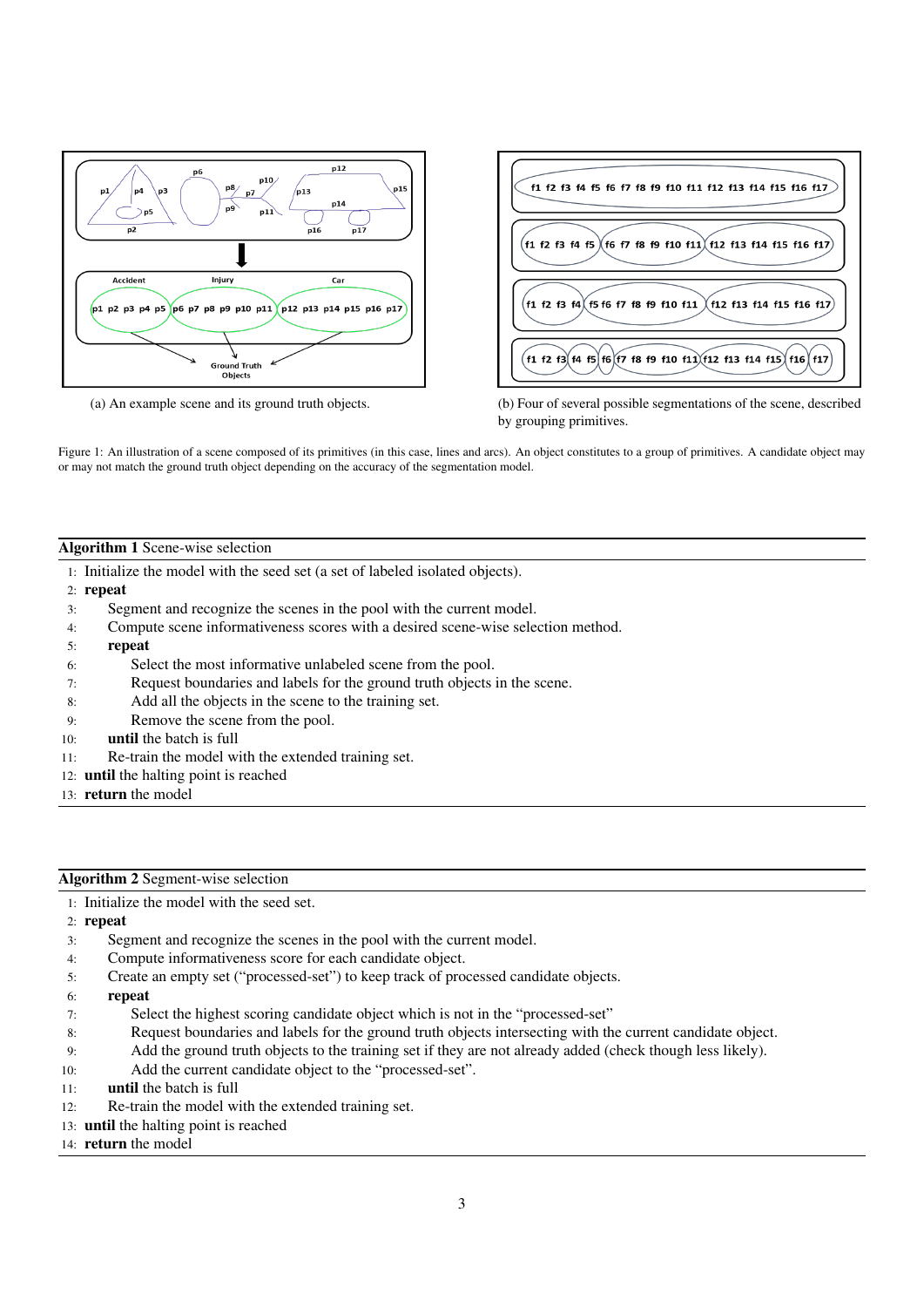(a) An example scene and its ground truth objects.

(b) Four of several possible segmentations of the scene, described by grouping primitives.

Figure 1: An illustration of a scene composed of its primitives (in this case, lines and arcs). An object constitutes to a group of primitives. A candidate object may or may not match the ground truth object depending on the accuracy of the segmentation model.

**Algorithm 1** Scene-wise selection

```
 1: Initialize the model with the seed set (a set of labeled isolated objects).
 2: repeat
 3:     Segment and recognize the scenes in the pool with the current model.
 4:     Compute scene informativeness scores with a desired scene-wise selection method.
 5:     repeat
 6:         Select the most informative unlabeled scene from the pool.
 7:         Request boundaries and labels for the ground truth objects in the scene.
 8:         Add all the objects in the scene to the training set.
 9:         Remove the scene from the pool.
10:     until the batch is full
11:     Re-train the model with the extended training set.
12: until the halting point is reached
13: return the model
```

**Algorithm 2** Segment-wise selection

```
 1: Initialize the model with the seed set.
 2: repeat
 3:     Segment and recognize the scenes in the pool with the current model.
 4:     Compute informativeness score for each candidate object.
 5:     Create an empty set ("processed-set") to keep track of processed candidate objects.
 6:     repeat
 7:         Select the highest scoring candidate object which is not in the "processed-set"
 8:         Request boundaries and labels for the ground truth objects intersecting with the current candidate object.
 9:         Add the ground truth objects to the training set if they are not already added (check though less likely).
10:         Add the current candidate object to the "processed-set".
11:     until the batch is full
12:     Re-train the model with the extended training set.
13: until the halting point is reached
14: return the model
```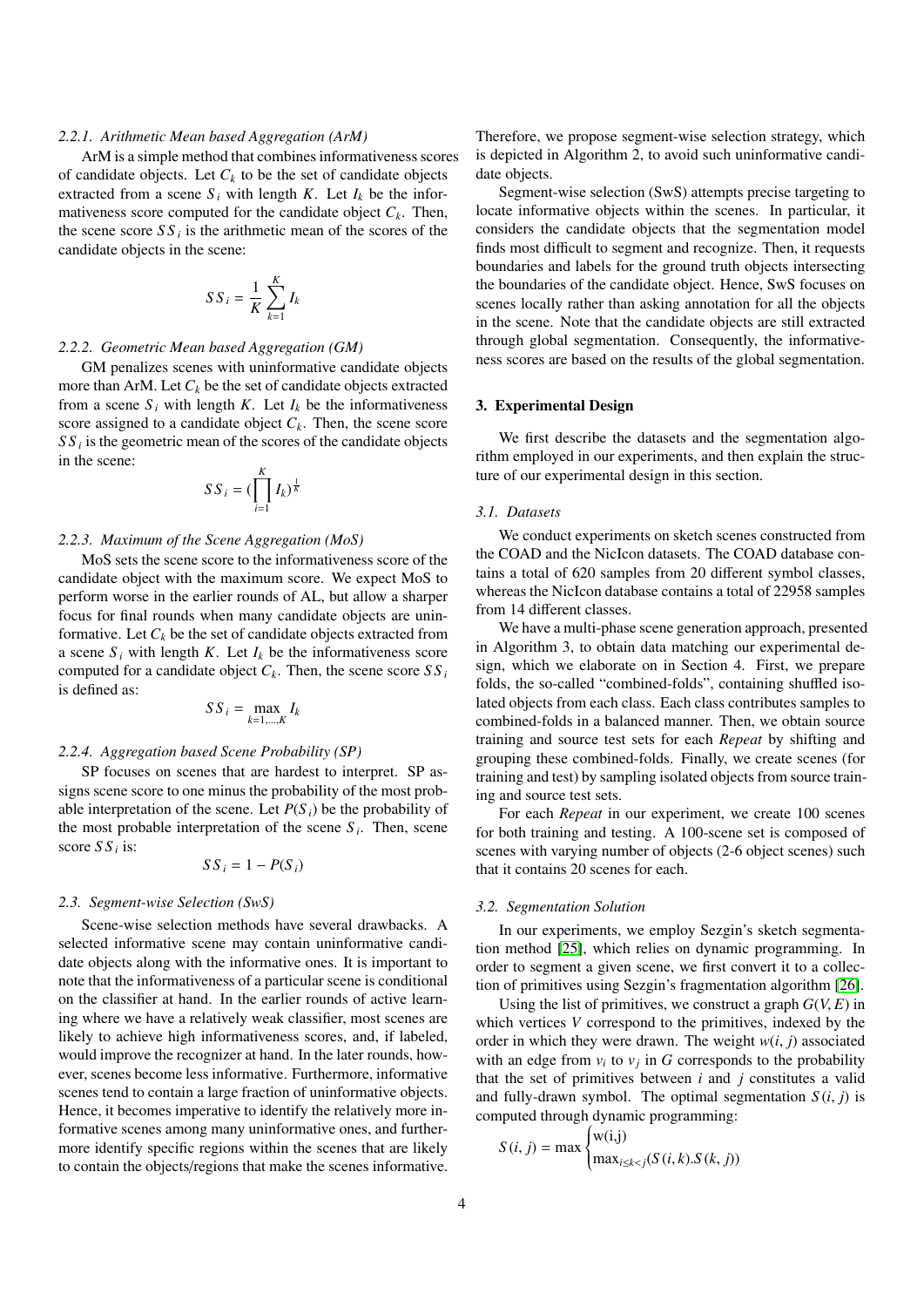#### 2.2.1. Arithmetic Mean based Aggregation (ArM)

ArM is a simple method that combines informativeness scores of candidate objects. Let $C_k$ to be the set of candidate objects extracted from a scene $S_i$ with length $K$. Let $I_k$ be the informativeness score computed for the candidate object $C_k$. Then, the scene score $SS_i$ is the arithmetic mean of the scores of the candidate objects in the scene:

$$SS_i = \frac{1}{K} \sum_{k=1}^{K} I_k$$

#### 2.2.2. Geometric Mean based Aggregation (GM)

GM penalizes scenes with uninformative candidate objects more than ArM. Let $C_k$ be the set of candidate objects extracted from a scene $S_i$ with length $K$. Let $I_k$ be the informativeness score assigned to a candidate object $C_k$. Then, the scene score $SS_i$ is the geometric mean of the scores of the candidate objects in the scene:

$$SS_i = (\prod_{i=1}^{K} I_k)^{\frac{1}{K}}$$

#### 2.2.3. Maximum of the Scene Aggregation (MoS)

MoS sets the scene score to the informativeness score of the candidate object with the maximum score. We expect MoS to perform worse in the earlier rounds of AL, but allow a sharper focus for final rounds when many candidate objects are uninformative. Let $C_k$ be the set of candidate objects extracted from a scene $S_i$ with length $K$. Let $I_k$ be the informativeness score computed for a candidate object $C_k$. Then, the scene score $SS_i$ is defined as:

$$SS_i = \max_{k=1,\ldots,K} I_k$$

#### 2.2.4. Aggregation based Scene Probability (SP)

SP focuses on scenes that are hardest to interpret. SP assigns scene score to one minus the probability of the most probable interpretation of the scene. Let $P(S_i)$ be the probability of the most probable interpretation of the scene $S_i$. Then, scene score $SS_i$ is:

$$SS_i = 1 - P(S_i)$$

### 2.3. Segment-wise Selection (SwS)

Scene-wise selection methods have several drawbacks. A selected informative scene may contain uninformative candidate objects along with the informative ones. It is important to note that the informativeness of a particular scene is conditional on the classifier at hand. In the earlier rounds of active learning where we have a relatively weak classifier, most scenes are likely to achieve high informativeness scores, and, if labeled, would improve the recognizer at hand. In the later rounds, however, scenes become less informative. Furthermore, informative scenes tend to contain a large fraction of uninformative objects. Hence, it becomes imperative to identify the relatively more informative scenes among many uninformative ones, and furthermore identify specific regions within the scenes that are likely to contain the objects/regions that make the scenes informative. Therefore, we propose segment-wise selection strategy, which is depicted in Algorithm 2, to avoid such uninformative candidate objects.

Segment-wise selection (SwS) attempts precise targeting to locate informative objects within the scenes. In particular, it considers the candidate objects that the segmentation model finds most difficult to segment and recognize. Then, it requests boundaries and labels for the ground truth objects intersecting the boundaries of the candidate object. Hence, SwS focuses on scenes locally rather than asking annotation for all the objects in the scene. Note that the candidate objects are still extracted through global segmentation. Consequently, the informativeness scores are based on the results of the global segmentation.

## 3. Experimental Design

We first describe the datasets and the segmentation algorithm employed in our experiments, and then explain the structure of our experimental design in this section.

### 3.1. Datasets

We conduct experiments on sketch scenes constructed from the COAD and the NicIcon datasets. The COAD database contains a total of 620 samples from 20 different symbol classes, whereas the NicIcon database contains a total of 22958 samples from 14 different classes.

We have a multi-phase scene generation approach, presented in Algorithm 3, to obtain data matching our experimental design, which we elaborate on in Section 4. First, we prepare folds, the so-called "combined-folds", containing shuffled isolated objects from each class. Each class contributes samples to combined-folds in a balanced manner. Then, we obtain source training and source test sets for each *Repeat* by shifting and grouping these combined-folds. Finally, we create scenes (for training and test) by sampling isolated objects from source training and source test sets.

For each *Repeat* in our experiment, we create 100 scenes for both training and testing. A 100-scene set is composed of scenes with varying number of objects (2-6 object scenes) such that it contains 20 scenes for each.

### 3.2. Segmentation Solution

In our experiments, we employ Sezgin's sketch segmentation method [25], which relies on dynamic programming. In order to segment a given scene, we first convert it to a collection of primitives using Sezgin's fragmentation algorithm [26].

Using the list of primitives, we construct a graph $G(V, E)$ in which vertices $V$ correspond to the primitives, indexed by the order in which they were drawn. The weight $w(i, j)$ associated with an edge from $v_i$ to $v_j$ in $G$ corresponds to the probability that the set of primitives between $i$ and $j$ constitutes a valid and fully-drawn symbol. The optimal segmentation $S(i, j)$ is computed through dynamic programming:

$$S(i, j) = \max \begin{cases} \text{w(i,j)} \\ \max_{i \leq k < j}(S(i, k).S(k, j)) \end{cases}$$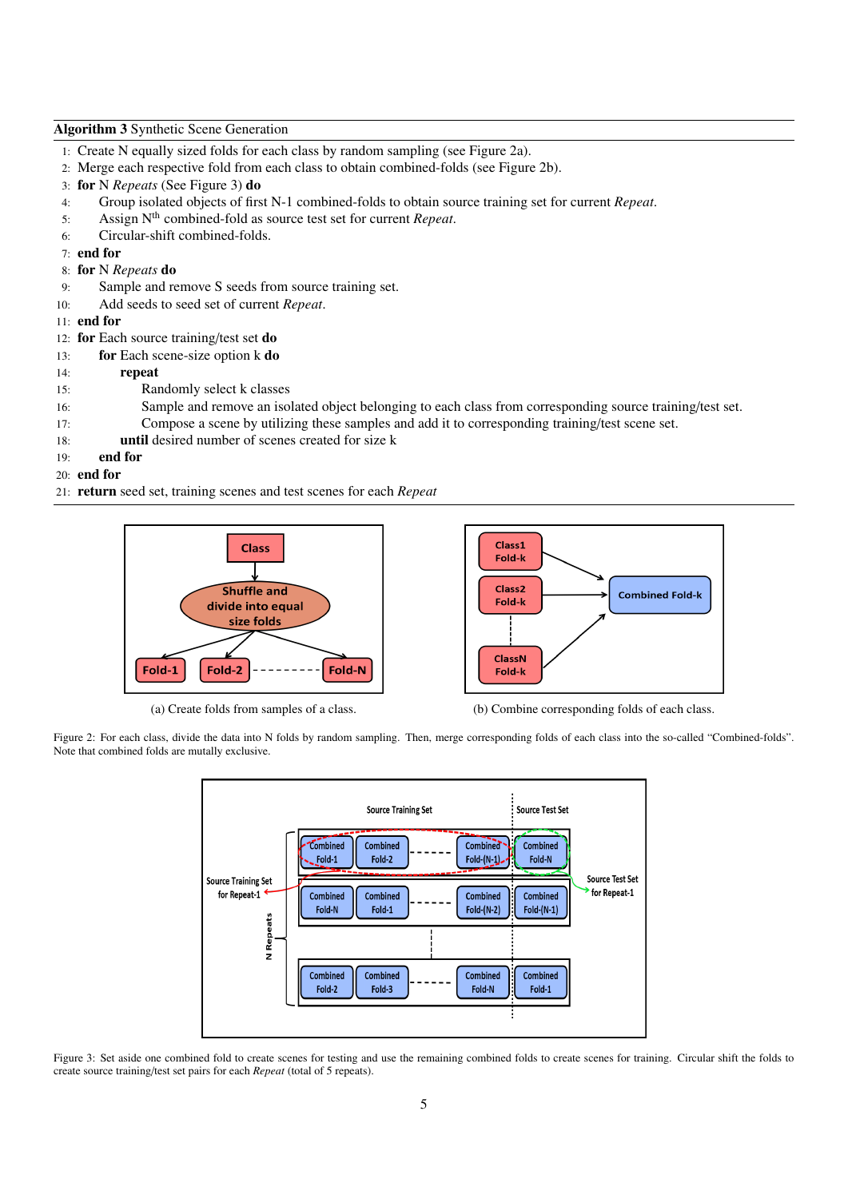**Algorithm 3** Synthetic Scene Generation

```
1:  Create N equally sized folds for each class by random sampling (see Figure 2a).
2:  Merge each respective fold from each class to obtain combined-folds (see Figure 2b).
3:  for N Repeats (See Figure 3) do
4:      Group isolated objects of first N-1 combined-folds to obtain source training set for current Repeat.
5:      Assign N^th combined-fold as source test set for current Repeat.
6:      Circular-shift combined-folds.
7:  end for
8:  for N Repeats do
9:      Sample and remove S seeds from source training set.
10:     Add seeds to seed set of current Repeat.
11: end for
12: for Each source training/test set do
13:     for Each scene-size option k do
14:         repeat
15:             Randomly select k classes
16:             Sample and remove an isolated object belonging to each class from corresponding source training/test set.
17:             Compose a scene by utilizing these samples and add it to corresponding training/test scene set.
18:         until desired number of scenes created for size k
19:     end for
20: end for
21: return seed set, training scenes and test scenes for each Repeat
```

(a) Create folds from samples of a class.

(b) Combine corresponding folds of each class.

Figure 2: For each class, divide the data into N folds by random sampling. Then, merge corresponding folds of each class into the so-called "Combined-folds". Note that combined folds are mutally exclusive.

Figure 3: Set aside one combined fold to create scenes for testing and use the remaining combined folds to create scenes for training. Circular shift the folds to create source training/test set pairs for each *Repeat* (total of 5 repeats).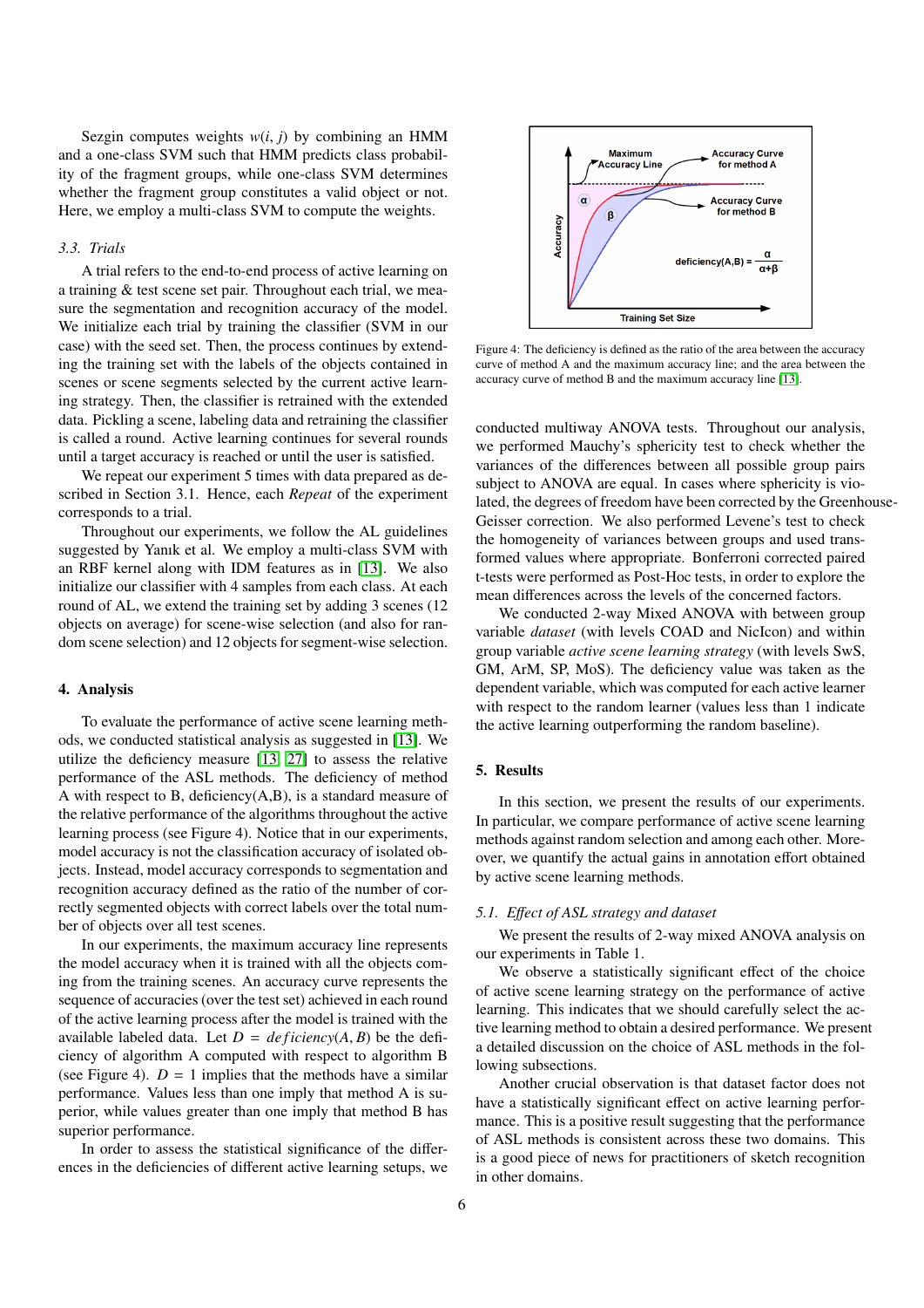Sezgin computes weights $w(i, j)$ by combining an HMM and a one-class SVM such that HMM predicts class probability of the fragment groups, while one-class SVM determines whether the fragment group constitutes a valid object or not. Here, we employ a multi-class SVM to compute the weights.

### 3.3. Trials

A trial refers to the end-to-end process of active learning on a training & test scene set pair. Throughout each trial, we measure the segmentation and recognition accuracy of the model. We initialize each trial by training the classifier (SVM in our case) with the seed set. Then, the process continues by extending the training set with the labels of the objects contained in scenes or scene segments selected by the current active learning strategy. Then, the classifier is retrained with the extended data. Pickling a scene, labeling data and retraining the classifier is called a round. Active learning continues for several rounds until a target accuracy is reached or until the user is satisfied.

We repeat our experiment 5 times with data prepared as described in Section 3.1. Hence, each *Repeat* of the experiment corresponds to a trial.

Throughout our experiments, we follow the AL guidelines suggested by Yanık et al. We employ a multi-class SVM with an RBF kernel along with IDM features as in [13]. We also initialize our classifier with 4 samples from each class. At each round of AL, we extend the training set by adding 3 scenes (12 objects on average) for scene-wise selection (and also for random scene selection) and 12 objects for segment-wise selection.

## 4. Analysis

To evaluate the performance of active scene learning methods, we conducted statistical analysis as suggested in [13]. We utilize the deficiency measure [13, 27] to assess the relative performance of the ASL methods. The deficiency of method A with respect to B, deficiency(A,B), is a standard measure of the relative performance of the algorithms throughout the active learning process (see Figure 4). Notice that in our experiments, model accuracy is not the classification accuracy of isolated objects. Instead, model accuracy corresponds to segmentation and recognition accuracy defined as the ratio of the number of correctly segmented objects with correct labels over the total number of objects over all test scenes.

In our experiments, the maximum accuracy line represents the model accuracy when it is trained with all the objects coming from the training scenes. An accuracy curve represents the sequence of accuracies (over the test set) achieved in each round of the active learning process after the model is trained with the available labeled data. Let $D = deficiency(A, B)$ be the deficiency of algorithm A computed with respect to algorithm B (see Figure 4). $D = 1$ implies that the methods have a similar performance. Values less than one imply that method A is superior, while values greater than one imply that method B has superior performance.

In order to assess the statistical significance of the differences in the deficiencies of different active learning setups, we conducted multiway ANOVA tests. Throughout our analysis, we performed Mauchy's sphericity test to check whether the variances of the differences between all possible group pairs subject to ANOVA are equal. In cases where sphericity is violated, the degrees of freedom have been corrected by the Greenhouse-Geisser correction. We also performed Levene's test to check the homogeneity of variances between groups and used transformed values where appropriate. Bonferroni corrected paired t-tests were performed as Post-Hoc tests, in order to explore the mean differences across the levels of the concerned factors.

Figure 4: The deficiency is defined as the ratio of the area between the accuracy curve of method A and the maximum accuracy line; and the area between the accuracy curve of method B and the maximum accuracy line [13].

We conducted 2-way Mixed ANOVA with between group variable *dataset* (with levels COAD and NicIcon) and within group variable *active scene learning strategy* (with levels SwS, GM, ArM, SP, MoS). The deficiency value was taken as the dependent variable, which was computed for each active learner with respect to the random learner (values less than 1 indicate the active learning outperforming the random baseline).

## 5. Results

In this section, we present the results of our experiments. In particular, we compare performance of active scene learning methods against random selection and among each other. Moreover, we quantify the actual gains in annotation effort obtained by active scene learning methods.

### 5.1. Effect of ASL strategy and dataset

We present the results of 2-way mixed ANOVA analysis on our experiments in Table 1.

We observe a statistically significant effect of the choice of active scene learning strategy on the performance of active learning. This indicates that we should carefully select the active learning method to obtain a desired performance. We present a detailed discussion on the choice of ASL methods in the following subsections.

Another crucial observation is that dataset factor does not have a statistically significant effect on active learning performance. This is a positive result suggesting that the performance of ASL methods is consistent across these two domains. This is a good piece of news for practitioners of sketch recognition in other domains.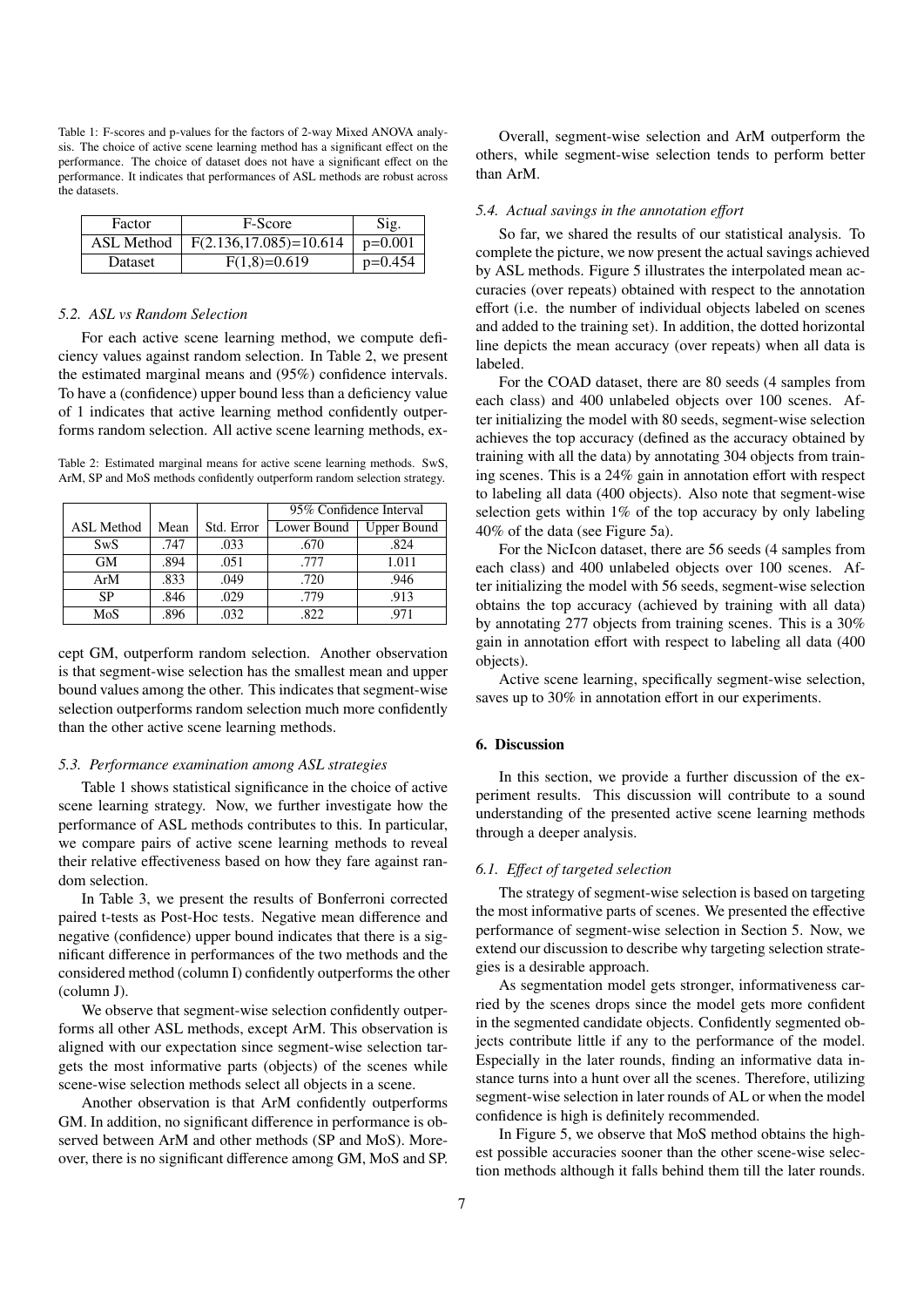Table 1: F-scores and p-values for the factors of 2-way Mixed ANOVA analysis. The choice of active scene learning method has a significant effect on the performance. The choice of dataset does not have a significant effect on the performance. It indicates that performances of ASL methods are robust across the datasets.

| Factor | F-Score | Sig. |
|---|---|---|
| ASL Method | $F(2.136,17.085)=10.614$ | $p=0.001$ |
| Dataset | $F(1,8)=0.619$ | $p=0.454$ |

### 5.2. ASL vs Random Selection

For each active scene learning method, we compute deficiency values against random selection. In Table 2, we present the estimated marginal means and (95%) confidence intervals. To have a (confidence) upper bound less than a deficiency value of 1 indicates that active learning method confidently outperforms random selection. All active scene learning methods, except GM, outperform random selection. Another observation is that segment-wise selection has the smallest mean and upper bound values among the other. This indicates that segment-wise selection outperforms random selection much more confidently than the other active scene learning methods.

Table 2: Estimated marginal means for active scene learning methods. SwS, ArM, SP and MoS methods confidently outperform random selection strategy.

| | | | 95% Confidence Interval | |
|---|---|---|---|---|
| ASL Method | Mean | Std. Error | Lower Bound | Upper Bound |
| SwS | .747 | .033 | .670 | .824 |
| GM | .894 | .051 | .777 | 1.011 |
| ArM | .833 | .049 | .720 | .946 |
| SP | .846 | .029 | .779 | .913 |
| MoS | .896 | .032 | .822 | .971 |

### 5.3. Performance examination among ASL strategies

Table 1 shows statistical significance in the choice of active scene learning strategy. Now, we further investigate how the performance of ASL methods contributes to this. In particular, we compare pairs of active scene learning methods to reveal their relative effectiveness based on how they fare against random selection.

In Table 3, we present the results of Bonferroni corrected paired t-tests as Post-Hoc tests. Negative mean difference and negative (confidence) upper bound indicates that there is a significant difference in performances of the two methods and the considered method (column I) confidently outperforms the other (column J).

We observe that segment-wise selection confidently outperforms all other ASL methods, except ArM. This observation is aligned with our expectation since segment-wise selection targets the most informative parts (objects) of the scenes while scene-wise selection methods select all objects in a scene.

Another observation is that ArM confidently outperforms GM. In addition, no significant difference in performance is observed between ArM and other methods (SP and MoS). Moreover, there is no significant difference among GM, MoS and SP.

Overall, segment-wise selection and ArM outperform the others, while segment-wise selection tends to perform better than ArM.

### 5.4. Actual savings in the annotation effort

So far, we shared the results of our statistical analysis. To complete the picture, we now present the actual savings achieved by ASL methods. Figure 5 illustrates the interpolated mean accuracies (over repeats) obtained with respect to the annotation effort (i.e. the number of individual objects labeled on scenes and added to the training set). In addition, the dotted horizontal line depicts the mean accuracy (over repeats) when all data is labeled.

For the COAD dataset, there are 80 seeds (4 samples from each class) and 400 unlabeled objects over 100 scenes. After initializing the model with 80 seeds, segment-wise selection achieves the top accuracy (defined as the accuracy obtained by training with all the data) by annotating 304 objects from training scenes. This is a 24% gain in annotation effort with respect to labeling all data (400 objects). Also note that segment-wise selection gets within 1% of the top accuracy by only labeling 40% of the data (see Figure 5a).

For the NicIcon dataset, there are 56 seeds (4 samples from each class) and 400 unlabeled objects over 100 scenes. After initializing the model with 56 seeds, segment-wise selection obtains the top accuracy (achieved by training with all data) by annotating 277 objects from training scenes. This is a 30% gain in annotation effort with respect to labeling all data (400 objects).

Active scene learning, specifically segment-wise selection, saves up to 30% in annotation effort in our experiments.

## 6. Discussion

In this section, we provide a further discussion of the experiment results. This discussion will contribute to a sound understanding of the presented active scene learning methods through a deeper analysis.

### 6.1. Effect of targeted selection

The strategy of segment-wise selection is based on targeting the most informative parts of scenes. We presented the effective performance of segment-wise selection in Section 5. Now, we extend our discussion to describe why targeting selection strategies is a desirable approach.

As segmentation model gets stronger, informativeness carried by the scenes drops since the model gets more confident in the segmented candidate objects. Confidently segmented objects contribute little if any to the performance of the model. Especially in the later rounds, finding an informative data instance turns into a hunt over all the scenes. Therefore, utilizing segment-wise selection in later rounds of AL or when the model confidence is high is definitely recommended.

In Figure 5, we observe that MoS method obtains the highest possible accuracies sooner than the other scene-wise selection methods although it falls behind them till the later rounds.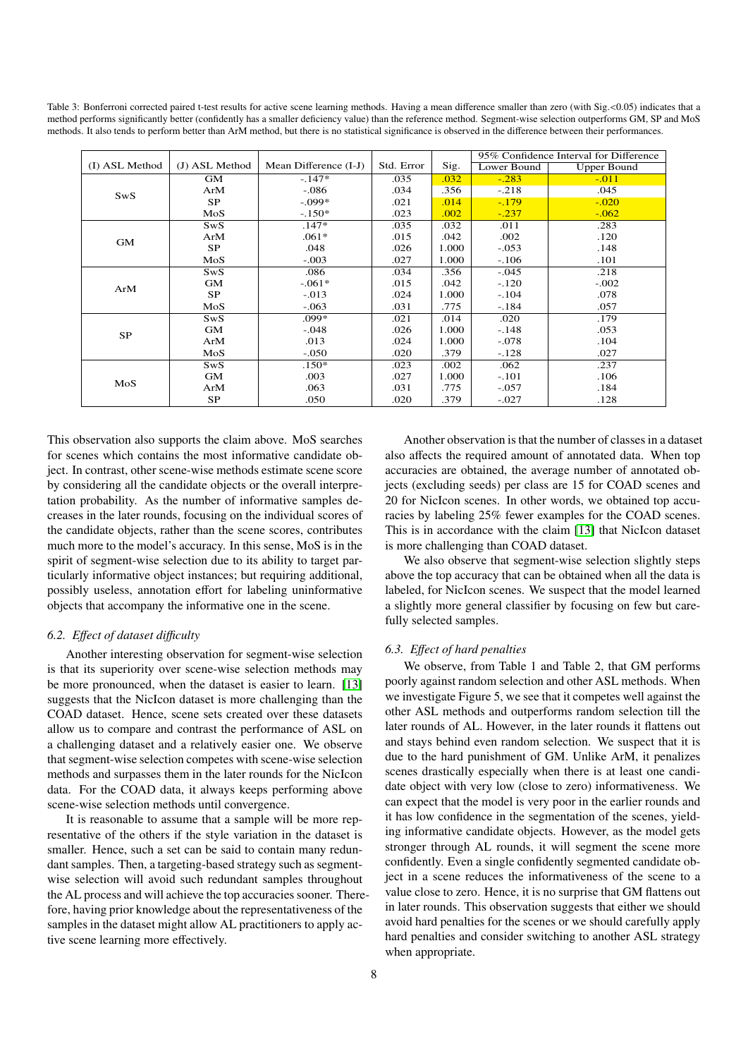Table 3: Bonferroni corrected paired t-test results for active scene learning methods. Having a mean difference smaller than zero (with Sig.<0.05) indicates that a method performs significantly better (confidently has a smaller deficiency value) than the reference method. Segment-wise selection outperforms GM, SP and MoS methods. It also tends to perform better than ArM method, but there is no statistical significance is observed in the difference between their performances.

| (I) ASL Method | (J) ASL Method | Mean Difference (I-J) | Std. Error | Sig. | 95% Confidence Interval for Difference | |
|---|---|---|---|---|---|---|
| | | | | | Lower Bound | Upper Bound |
| SwS | GM | -.147* | .035 | .032 | -.283 | -.011 |
| | ArM | -.086 | .034 | .356 | -.218 | .045 |
| | SP | -.099* | .021 | .014 | -.179 | -.020 |
| | MoS | -.150* | .023 | .002 | -.237 | -.062 |
| GM | SwS | .147* | .035 | .032 | .011 | .283 |
| | ArM | .061* | .015 | .042 | .002 | .120 |
| | SP | .048 | .026 | 1.000 | -.053 | .148 |
| | MoS | -.003 | .027 | 1.000 | -.106 | .101 |
| ArM | SwS | .086 | .034 | .356 | -.045 | .218 |
| | GM | -.061* | .015 | .042 | -.120 | -.002 |
| | SP | -.013 | .024 | 1.000 | -.104 | .078 |
| | MoS | -.063 | .031 | .775 | -.184 | .057 |
| SP | SwS | .099* | .021 | .014 | .020 | .179 |
| | GM | -.048 | .026 | 1.000 | -.148 | .053 |
| | ArM | .013 | .024 | 1.000 | -.078 | .104 |
| | MoS | -.050 | .020 | .379 | -.128 | .027 |
| MoS | SwS | .150* | .023 | .002 | .062 | .237 |
| | GM | .003 | .027 | 1.000 | -.101 | .106 |
| | ArM | .063 | .031 | .775 | -.057 | .184 |
| | SP | .050 | .020 | .379 | -.027 | .128 |

This observation also supports the claim above. MoS searches for scenes which contains the most informative candidate object. In contrast, other scene-wise methods estimate scene score by considering all the candidate objects or the overall interpretation probability. As the number of informative samples decreases in the later rounds, focusing on the individual scores of the candidate objects, rather than the scene scores, contributes much more to the model's accuracy. In this sense, MoS is in the spirit of segment-wise selection due to its ability to target particularly informative object instances; but requiring additional, possibly useless, annotation effort for labeling uninformative objects that accompany the informative one in the scene.

### 6.2. Effect of dataset difficulty

Another interesting observation for segment-wise selection is that its superiority over scene-wise selection methods may be more pronounced, when the dataset is easier to learn. [13] suggests that the NicIcon dataset is more challenging than the COAD dataset. Hence, scene sets created over these datasets allow us to compare and contrast the performance of ASL on a challenging dataset and a relatively easier one. We observe that segment-wise selection competes with scene-wise selection methods and surpasses them in the later rounds for the NicIcon data. For the COAD data, it always keeps performing above scene-wise selection methods until convergence.

It is reasonable to assume that a sample will be more representative of the others if the style variation in the dataset is smaller. Hence, such a set can be said to contain many redundant samples. Then, a targeting-based strategy such as segment-wise selection will avoid such redundant samples throughout the AL process and will achieve the top accuracies sooner. Therefore, having prior knowledge about the representativeness of the samples in the dataset might allow AL practitioners to apply active scene learning more effectively.

Another observation is that the number of classes in a dataset also affects the required amount of annotated data. When top accuracies are obtained, the average number of annotated objects (excluding seeds) per class are 15 for COAD scenes and 20 for NicIcon scenes. In other words, we obtained top accuracies by labeling 25% fewer examples for the COAD scenes. This is in accordance with the claim [13] that NicIcon dataset is more challenging than COAD dataset.

We also observe that segment-wise selection slightly steps above the top accuracy that can be obtained when all the data is labeled, for NicIcon scenes. We suspect that the model learned a slightly more general classifier by focusing on few but carefully selected samples.

### 6.3. Effect of hard penalties

We observe, from Table 1 and Table 2, that GM performs poorly against random selection and other ASL methods. When we investigate Figure 5, we see that it competes well against the other ASL methods and outperforms random selection till the later rounds of AL. However, in the later rounds it flattens out and stays behind even random selection. We suspect that it is due to the hard punishment of GM. Unlike ArM, it penalizes scenes drastically especially when there is at least one candidate object with very low (close to zero) informativeness. We can expect that the model is very poor in the earlier rounds and it has low confidence in the segmentation of the scenes, yielding informative candidate objects. However, as the model gets stronger through AL rounds, it will segment the scene more confidently. Even a single confidently segmented candidate object in a scene reduces the informativeness of the scene to a value close to zero. Hence, it is no surprise that GM flattens out in later rounds. This observation suggests that either we should avoid hard penalties for the scenes or we should carefully apply hard penalties and consider switching to another ASL strategy when appropriate.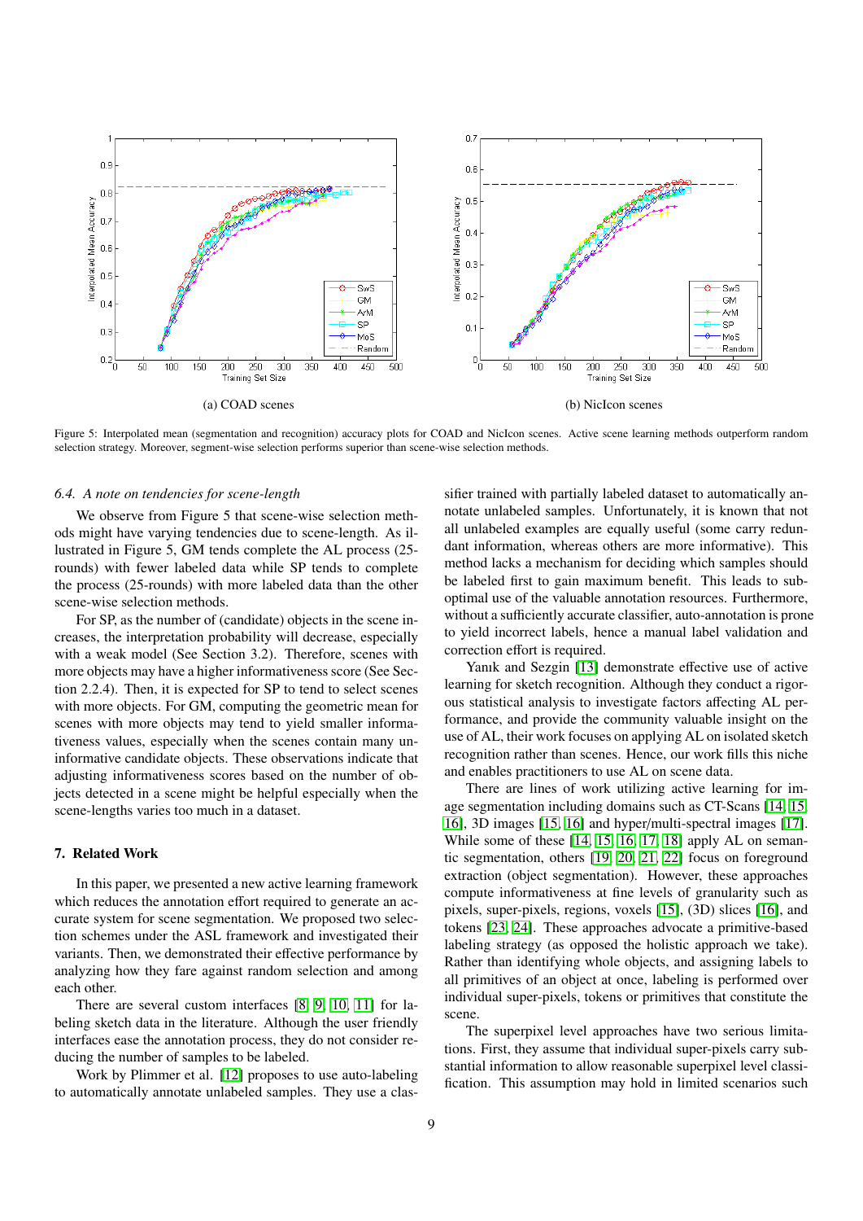(a) COAD scenes

(b) NicIcon scenes

Figure 5: Interpolated mean (segmentation and recognition) accuracy plots for COAD and NicIcon scenes. Active scene learning methods outperform random selection strategy. Moreover, segment-wise selection performs superior than scene-wise selection methods.

### *6.4. A note on tendencies for scene-length*

We observe from Figure 5 that scene-wise selection methods might have varying tendencies due to scene-length. As illustrated in Figure 5, GM tends complete the AL process (25-rounds) with fewer labeled data while SP tends to complete the process (25-rounds) with more labeled data than the other scene-wise selection methods.

For SP, as the number of (candidate) objects in the scene increases, the interpretation probability will decrease, especially with a weak model (See Section 3.2). Therefore, scenes with more objects may have a higher informativeness score (See Section 2.2.4). Then, it is expected for SP to tend to select scenes with more objects. For GM, computing the geometric mean for scenes with more objects may tend to yield smaller informativeness values, especially when the scenes contain many uninformative candidate objects. These observations indicate that adjusting informativeness scores based on the number of objects detected in a scene might be helpful especially when the scene-lengths varies too much in a dataset.

## 7. Related Work

In this paper, we presented a new active learning framework which reduces the annotation effort required to generate an accurate system for scene segmentation. We proposed two selection schemes under the ASL framework and investigated their variants. Then, we demonstrated their effective performance by analyzing how they fare against random selection and among each other.

There are several custom interfaces [8, 9, 10, 11] for labeling sketch data in the literature. Although the user friendly interfaces ease the annotation process, they do not consider reducing the number of samples to be labeled.

Work by Plimmer et al. [12] proposes to use auto-labeling to automatically annotate unlabeled samples. They use a classifier trained with partially labeled dataset to automatically annotate unlabeled samples. Unfortunately, it is known that not all unlabeled examples are equally useful (some carry redundant information, whereas others are more informative). This method lacks a mechanism for deciding which samples should be labeled first to gain maximum benefit. This leads to suboptimal use of the valuable annotation resources. Furthermore, without a sufficiently accurate classifier, auto-annotation is prone to yield incorrect labels, hence a manual label validation and correction effort is required.

Yanık and Sezgin [13] demonstrate effective use of active learning for sketch recognition. Although they conduct a rigorous statistical analysis to investigate factors affecting AL performance, and provide the community valuable insight on the use of AL, their work focuses on applying AL on isolated sketch recognition rather than scenes. Hence, our work fills this niche and enables practitioners to use AL on scene data.

There are lines of work utilizing active learning for image segmentation including domains such as CT-Scans [14, 15, 16], 3D images [15, 16] and hyper/multi-spectral images [17]. While some of these [14, 15, 16, 17, 18] apply AL on semantic segmentation, others [19, 20, 21, 22] focus on foreground extraction (object segmentation). However, these approaches compute informativeness at fine levels of granularity such as pixels, super-pixels, regions, voxels [15], (3D) slices [16], and tokens [23, 24]. These approaches advocate a primitive-based labeling strategy (as opposed the holistic approach we take). Rather than identifying whole objects, and assigning labels to all primitives of an object at once, labeling is performed over individual super-pixels, tokens or primitives that constitute the scene.

The superpixel level approaches have two serious limitations. First, they assume that individual super-pixels carry substantial information to allow reasonable superpixel level classification. This assumption may hold in limited scenarios such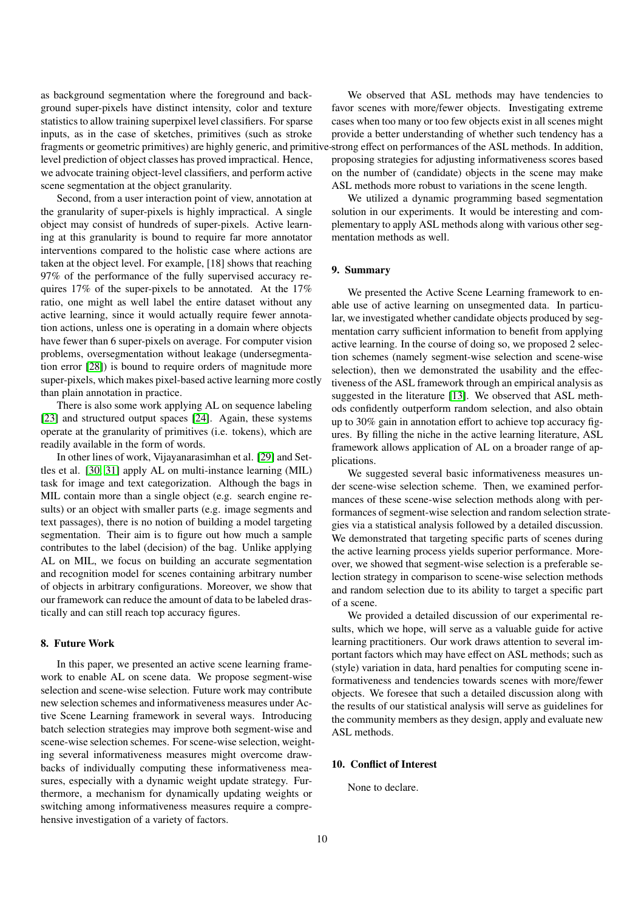as background segmentation where the foreground and background super-pixels have distinct intensity, color and texture statistics to allow training superpixel level classifiers. For sparse inputs, as in the case of sketches, primitives (such as stroke fragments or geometric primitives) are highly generic, and primitive-level prediction of object classes has proved impractical. Hence, we advocate training object-level classifiers, and perform active scene segmentation at the object granularity.

Second, from a user interaction point of view, annotation at the granularity of super-pixels is highly impractical. A single object may consist of hundreds of super-pixels. Active learning at this granularity is bound to require far more annotator interventions compared to the holistic case where actions are taken at the object level. For example, [18] shows that reaching 97% of the performance of the fully supervised accuracy requires 17% of the super-pixels to be annotated. At the 17% ratio, one might as well label the entire dataset without any active learning, since it would actually require fewer annotation actions, unless one is operating in a domain where objects have fewer than 6 super-pixels on average. For computer vision problems, oversegmentation without leakage (undersegmentation error [28]) is bound to require orders of magnitude more super-pixels, which makes pixel-based active learning more costly than plain annotation in practice.

There is also some work applying AL on sequence labeling [23] and structured output spaces [24]. Again, these systems operate at the granularity of primitives (i.e. tokens), which are readily available in the form of words.

In other lines of work, Vijayanarasimhan et al. [29] and Settles et al. [30, 31] apply AL on multi-instance learning (MIL) task for image and text categorization. Although the bags in MIL contain more than a single object (e.g. search engine results) or an object with smaller parts (e.g. image segments and text passages), there is no notion of building a model targeting segmentation. Their aim is to figure out how much a sample contributes to the label (decision) of the bag. Unlike applying AL on MIL, we focus on building an accurate segmentation and recognition model for scenes containing arbitrary number of objects in arbitrary configurations. Moreover, we show that our framework can reduce the amount of data to be labeled drastically and can still reach top accuracy figures.

## 8. Future Work

In this paper, we presented an active scene learning framework to enable AL on scene data. We propose segment-wise selection and scene-wise selection. Future work may contribute new selection schemes and informativeness measures under Active Scene Learning framework in several ways. Introducing batch selection strategies may improve both segment-wise and scene-wise selection schemes. For scene-wise selection, weighting several informativeness measures might overcome drawbacks of individually computing these informativeness measures, especially with a dynamic weight update strategy. Furthermore, a mechanism for dynamically updating weights or switching among informativeness measures require a comprehensive investigation of a variety of factors.

We observed that ASL methods may have tendencies to favor scenes with more/fewer objects. Investigating extreme cases when too many or too few objects exist in all scenes might provide a better understanding of whether such tendency has a strong effect on performances of the ASL methods. In addition, proposing strategies for adjusting informativeness scores based on the number of (candidate) objects in the scene may make ASL methods more robust to variations in the scene length.

We utilized a dynamic programming based segmentation solution in our experiments. It would be interesting and complementary to apply ASL methods along with various other segmentation methods as well.

## 9. Summary

We presented the Active Scene Learning framework to enable use of active learning on unsegmented data. In particular, we investigated whether candidate objects produced by segmentation carry sufficient information to benefit from applying active learning. In the course of doing so, we proposed 2 selection schemes (namely segment-wise selection and scene-wise selection), then we demonstrated the usability and the effectiveness of the ASL framework through an empirical analysis as suggested in the literature [13]. We observed that ASL methods confidently outperform random selection, and also obtain up to 30% gain in annotation effort to achieve top accuracy figures. By filling the niche in the active learning literature, ASL framework allows application of AL on a broader range of applications.

We suggested several basic informativeness measures under scene-wise selection scheme. Then, we examined performances of these scene-wise selection methods along with performances of segment-wise selection and random selection strategies via a statistical analysis followed by a detailed discussion. We demonstrated that targeting specific parts of scenes during the active learning process yields superior performance. Moreover, we showed that segment-wise selection is a preferable selection strategy in comparison to scene-wise selection methods and random selection due to its ability to target a specific part of a scene.

We provided a detailed discussion of our experimental results, which we hope, will serve as a valuable guide for active learning practitioners. Our work draws attention to several important factors which may have effect on ASL methods; such as (style) variation in data, hard penalties for computing scene informativeness and tendencies towards scenes with more/fewer objects. We foresee that such a detailed discussion along with the results of our statistical analysis will serve as guidelines for the community members as they design, apply and evaluate new ASL methods.

## 10. Conflict of Interest

None to declare.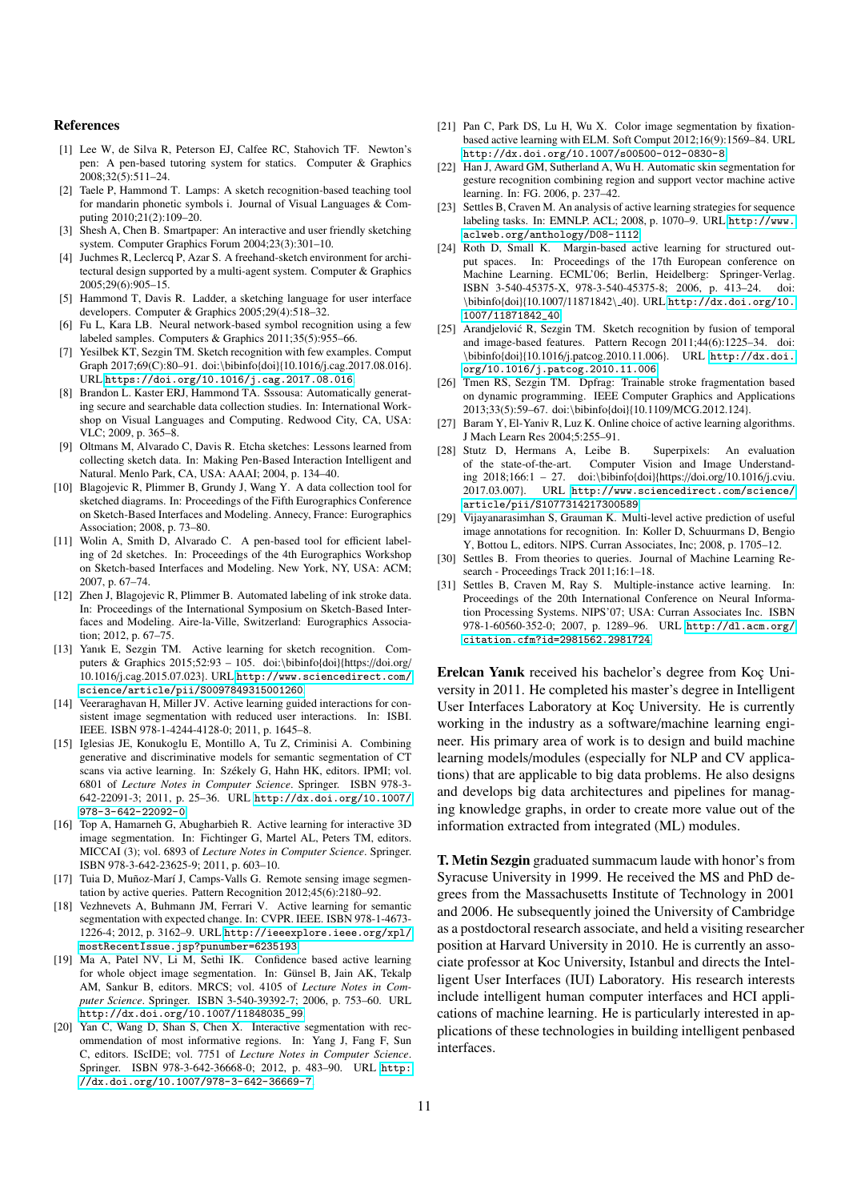## References

[1] Lee W, de Silva R, Peterson EJ, Calfee RC, Stahovich TF. Newton's pen: A pen-based tutoring system for statics. Computer & Graphics 2008;32(5):511–24.

[2] Taele P, Hammond T. Lamps: A sketch recognition-based teaching tool for mandarin phonetic symbols i. Journal of Visual Languages & Computing 2010;21(2):109–20.

[3] Shesh A, Chen B. Smartpaper: An interactive and user friendly sketching system. Computer Graphics Forum 2004;23(3):301–10.

[4] Juchmes R, Leclercq P, Azar S. A freehand-sketch environment for architectural design supported by a multi-agent system. Computer & Graphics 2005;29(6):905–15.

[5] Hammond T, Davis R. Ladder, a sketching language for user interface developers. Computer & Graphics 2005;29(4):518–32.

[6] Fu L, Kara LB. Neural network-based symbol recognition using a few labeled samples. Computers & Graphics 2011;35(5):955–66.

[7] Yesilbek KT, Sezgin TM. Sketch recognition with few examples. Comput Graph 2017;69(C):80–91. doi:\bibinfo{doi}{10.1016/j.cag.2017.08.016}. URL https://doi.org/10.1016/j.cag.2017.08.016.

[8] Brandon L. Kaster ERJ, Hammond TA. Sssousa: Automatically generating secure and searchable data collection studies. In: International Workshop on Visual Languages and Computing. Redwood City, CA, USA: VLC; 2009, p. 365–8.

[9] Oltmans M, Alvarado C, Davis R. Etcha sketches: Lessons learned from collecting sketch data. In: Making Pen-Based Interaction Intelligent and Natural. Menlo Park, CA, USA: AAAI; 2004, p. 134–40.

[10] Blagojevic R, Plimmer B, Grundy J, Wang Y. A data collection tool for sketched diagrams. In: Proceedings of the Fifth Eurographics Conference on Sketch-Based Interfaces and Modeling. Annecy, France: Eurographics Association; 2008, p. 73–80.

[11] Wolin A, Smith D, Alvarado C. A pen-based tool for efficient labeling of 2d sketches. In: Proceedings of the 4th Eurographics Workshop on Sketch-based Interfaces and Modeling. New York, NY, USA: ACM; 2007, p. 67–74.

[12] Zhen J, Blagojevic R, Plimmer B. Automated labeling of ink stroke data. In: Proceedings of the International Symposium on Sketch-Based Interfaces and Modeling. Aire-la-Ville, Switzerland: Eurographics Association; 2012, p. 67–75.

[13] Yanık E, Sezgin TM. Active learning for sketch recognition. Computers & Graphics 2015;52:93 – 105. doi:\bibinfo{doi}{https://doi.org/10.1016/j.cag.2015.07.023}. URL http://www.sciencedirect.com/science/article/pii/S0097849315001260.

[14] Veeraraghavan H, Miller JV. Active learning guided interactions for consistent image segmentation with reduced user interactions. In: ISBI. IEEE. ISBN 978-1-4244-4128-0; 2011, p. 1645–8.

[15] Iglesias JE, Konukoglu E, Montillo A, Tu Z, Criminisi A. Combining generative and discriminative models for semantic segmentation of CT scans via active learning. In: Székely G, Hahn HK, editors. IPMI; vol. 6801 of *Lecture Notes in Computer Science*. Springer. ISBN 978-3-642-22091-3; 2011, p. 25–36. URL http://dx.doi.org/10.1007/978-3-642-22092-0.

[16] Top A, Hamarneh G, Abugharbieh R. Active learning for interactive 3D image segmentation. In: Fichtinger G, Martel AL, Peters TM, editors. MICCAI (3); vol. 6893 of *Lecture Notes in Computer Science*. Springer. ISBN 978-3-642-23625-9; 2011, p. 603–10.

[17] Tuia D, Muñoz-Marí J, Camps-Valls G. Remote sensing image segmentation by active queries. Pattern Recognition 2012;45(6):2180–92.

[18] Vezhnevets A, Buhmann JM, Ferrari V. Active learning for semantic segmentation with expected change. In: CVPR. IEEE. ISBN 978-1-4673-1226-4; 2012, p. 3162–9. URL http://ieeexplore.ieee.org/xpl/mostRecentIssue.jsp?punumber=6235193.

[19] Ma A, Patel NV, Li M, Sethi IK. Confidence based active learning for whole object image segmentation. In: Günsel B, Jain AK, Tekalp AM, Sankur B, editors. MRCS; vol. 4105 of *Lecture Notes in Computer Science*. Springer. ISBN 3-540-39392-7; 2006, p. 753–60. URL http://dx.doi.org/10.1007/11848035_99.

[20] Yan C, Wang D, Shan S, Chen X. Interactive segmentation with recommendation of most informative regions. In: Yang J, Fang F, Sun C, editors. IScIDE; vol. 7751 of *Lecture Notes in Computer Science*. Springer. ISBN 978-3-642-36668-0; 2012, p. 483–90. URL http://dx.doi.org/10.1007/978-3-642-36669-7.

[21] Pan C, Park DS, Lu H, Wu X. Color image segmentation by fixation-based active learning with ELM. Soft Comput 2012;16(9):1569–84. URL http://dx.doi.org/10.1007/s00500-012-0830-8.

[22] Han J, Award GM, Sutherland A, Wu H. Automatic skin segmentation for gesture recognition combining region and support vector machine active learning. In: FG. 2006, p. 237–42.

[23] Settles B, Craven M. An analysis of active learning strategies for sequence labeling tasks. In: EMNLP. ACL; 2008, p. 1070–9. URL http://www.aclweb.org/anthology/D08-1112.

[24] Roth D, Small K. Margin-based active learning for structured output spaces. In: Proceedings of the 17th European conference on Machine Learning. ECML'06; Berlin, Heidelberg: Springer-Verlag. ISBN 3-540-45375-X, 978-3-540-45375-8; 2006, p. 413–24. doi:\bibinfo{doi}{10.1007/11871842\_40}. URL http://dx.doi.org/10.1007/11871842_40.

[25] Arandjelović R, Sezgin TM. Sketch recognition by fusion of temporal and image-based features. Pattern Recogn 2011;44(6):1225–34. doi:\bibinfo{doi}{10.1016/j.patcog.2010.11.006}. URL http://dx.doi.org/10.1016/j.patcog.2010.11.006.

[26] Tmen RS, Sezgin TM. Dpfrag: Trainable stroke fragmentation based on dynamic programming. IEEE Computer Graphics and Applications 2013;33(5):59–67. doi:\bibinfo{doi}{10.1109/MCG.2012.124}.

[27] Baram Y, El-Yaniv R, Luz K. Online choice of active learning algorithms. J Mach Learn Res 2004;5:255–91.

[28] Stutz D, Hermans A, Leibe B. Superpixels: An evaluation of the state-of-the-art. Computer Vision and Image Understanding 2018;166:1 – 27. doi:\bibinfo{doi}{https://doi.org/10.1016/j.cviu.2017.03.007}. URL http://www.sciencedirect.com/science/article/pii/S1077314217300589.

[29] Vijayanarasimhan S, Grauman K. Multi-level active prediction of useful image annotations for recognition. In: Koller D, Schuurmans D, Bengio Y, Bottou L, editors. NIPS. Curran Associates, Inc; 2008, p. 1705–12.

[30] Settles B. From theories to queries. Journal of Machine Learning Research - Proceedings Track 2011;16:1–18.

[31] Settles B, Craven M, Ray S. Multiple-instance active learning. In: Proceedings of the 20th International Conference on Neural Information Processing Systems. NIPS'07; USA: Curran Associates Inc. ISBN 978-1-60560-352-0; 2007, p. 1289–96. URL http://dl.acm.org/citation.cfm?id=2981562.2981724.

**Erelcan Yanık** received his bachelor's degree from Koç University in 2011. He completed his master's degree in Intelligent User Interfaces Laboratory at Koç University. He is currently working in the industry as a software/machine learning engineer. His primary area of work is to design and build machine learning models/modules (especially for NLP and CV applications) that are applicable to big data problems. He also designs and develops big data architectures and pipelines for managing knowledge graphs, in order to create more value out of the information extracted from integrated (ML) modules.

**T. Metin Sezgin** graduated summacum laude with honor's from Syracuse University in 1999. He received the MS and PhD degrees from the Massachusetts Institute of Technology in 2001 and 2006. He subsequently joined the University of Cambridge as a postdoctoral research associate, and held a visiting researcher position at Harvard University in 2010. He is currently an associate professor at Koc University, Istanbul and directs the Intelligent User Interfaces (IUI) Laboratory. His research interests include intelligent human computer interfaces and HCI applications of machine learning. He is particularly interested in applications of these technologies in building intelligent penbased interfaces.